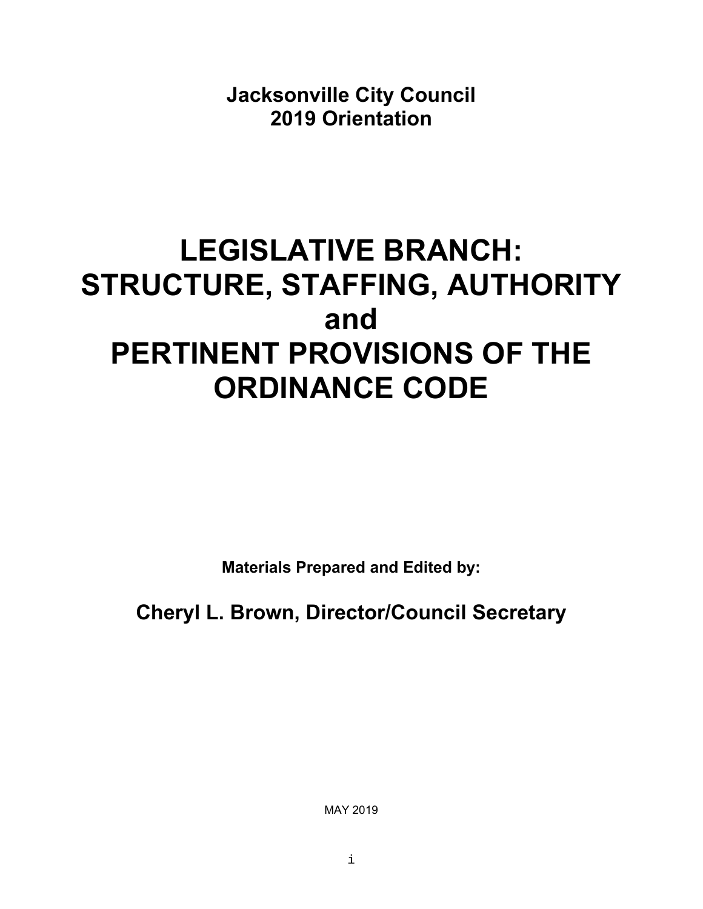**Jacksonville City Council**
**2019 Orientation**

# LEGISLATIVE BRANCH: STRUCTURE, STAFFING, AUTHORITY and PERTINENT PROVISIONS OF THE ORDINANCE CODE

**Materials Prepared and Edited by:**

**Cheryl L. Brown, Director/Council Secretary**

MAY 2019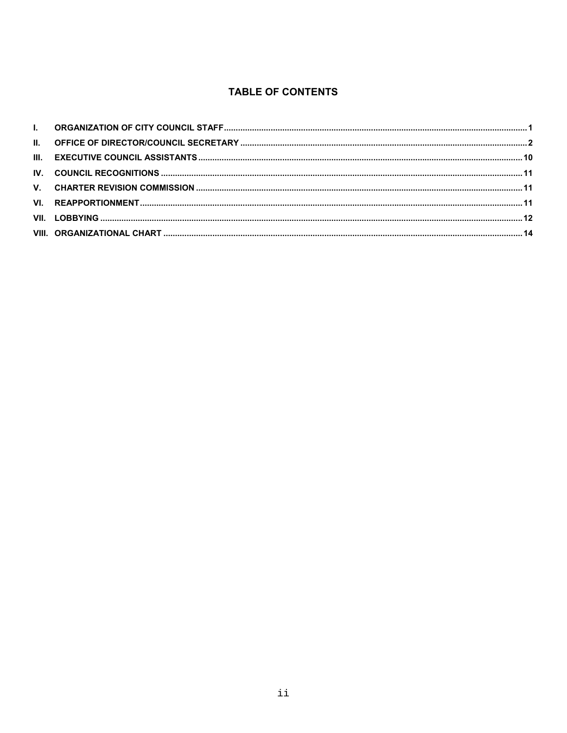# TABLE OF CONTENTS

| | | |
|---|---|---|
| I. | ORGANIZATION OF CITY COUNCIL STAFF | 1 |
| II. | OFFICE OF DIRECTOR/COUNCIL SECRETARY | 2 |
| III. | EXECUTIVE COUNCIL ASSISTANTS | 10 |
| IV. | COUNCIL RECOGNITIONS | 11 |
| V. | CHARTER REVISION COMMISSION | 11 |
| VI. | REAPPORTIONMENT | 11 |
| VII. | LOBBYING | 12 |
| VIII. | ORGANIZATIONAL CHART | 14 |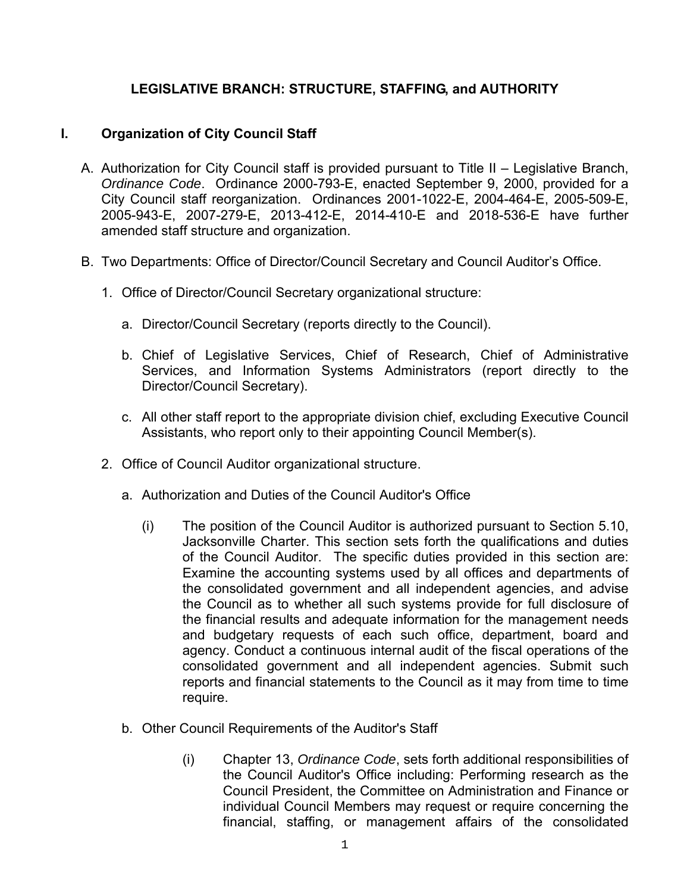## LEGISLATIVE BRANCH: STRUCTURE, STAFFING, and AUTHORITY

### I. Organization of City Council Staff

A. Authorization for City Council staff is provided pursuant to Title II – Legislative Branch, *Ordinance Code*. Ordinance 2000-793-E, enacted September 9, 2000, provided for a City Council staff reorganization. Ordinances 2001-1022-E, 2004-464-E, 2005-509-E, 2005-943-E, 2007-279-E, 2013-412-E, 2014-410-E and 2018-536-E have further amended staff structure and organization.

B. Two Departments: Office of Director/Council Secretary and Council Auditor's Office.

1. Office of Director/Council Secretary organizational structure:

   a. Director/Council Secretary (reports directly to the Council).

   b. Chief of Legislative Services, Chief of Research, Chief of Administrative Services, and Information Systems Administrators (report directly to the Director/Council Secretary).

   c. All other staff report to the appropriate division chief, excluding Executive Council Assistants, who report only to their appointing Council Member(s).

2. Office of Council Auditor organizational structure.

   a. Authorization and Duties of the Council Auditor's Office

      (i) The position of the Council Auditor is authorized pursuant to Section 5.10, Jacksonville Charter. This section sets forth the qualifications and duties of the Council Auditor. The specific duties provided in this section are: Examine the accounting systems used by all offices and departments of the consolidated government and all independent agencies, and advise the Council as to whether all such systems provide for full disclosure of the financial results and adequate information for the management needs and budgetary requests of each such office, department, board and agency. Conduct a continuous internal audit of the fiscal operations of the consolidated government and all independent agencies. Submit such reports and financial statements to the Council as it may from time to time require.

   b. Other Council Requirements of the Auditor's Staff

      (i) Chapter 13, *Ordinance Code*, sets forth additional responsibilities of the Council Auditor's Office including: Performing research as the Council President, the Committee on Administration and Finance or individual Council Members may request or require concerning the financial, staffing, or management affairs of the consolidated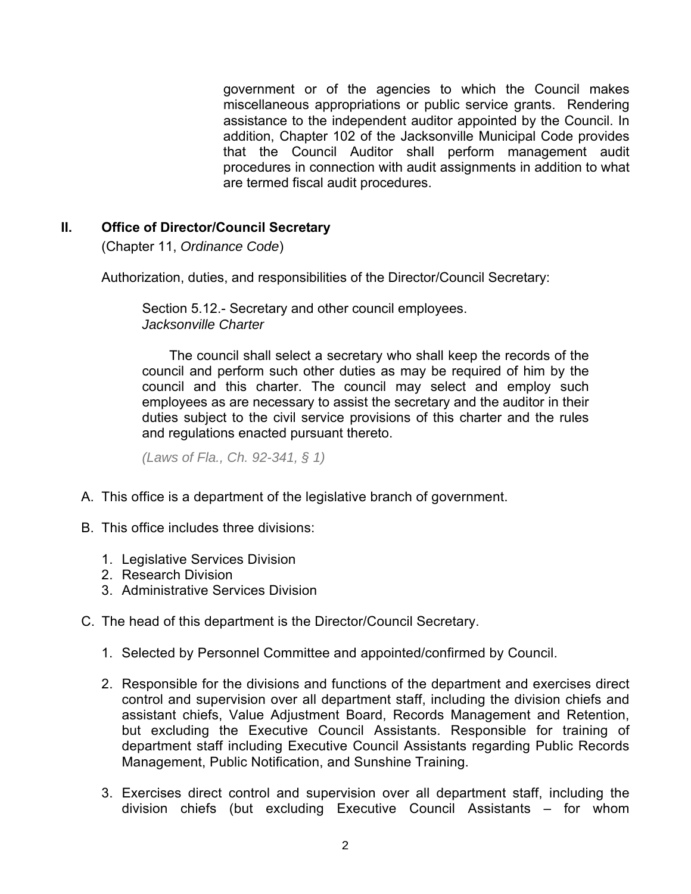government or of the agencies to which the Council makes miscellaneous appropriations or public service grants. Rendering assistance to the independent auditor appointed by the Council. In addition, Chapter 102 of the Jacksonville Municipal Code provides that the Council Auditor shall perform management audit procedures in connection with audit assignments in addition to what are termed fiscal audit procedures.

## II. Office of Director/Council Secretary

(Chapter 11, *Ordinance Code*)

Authorization, duties, and responsibilities of the Director/Council Secretary:

> Section 5.12.- Secretary and other council employees.
> *Jacksonville Charter*
>
> The council shall select a secretary who shall keep the records of the council and perform such other duties as may be required of him by the council and this charter. The council may select and employ such employees as are necessary to assist the secretary and the auditor in their duties subject to the civil service provisions of this charter and the rules and regulations enacted pursuant thereto.
>
> *(Laws of Fla., Ch. 92-341, § 1)*

A. This office is a department of the legislative branch of government.

B. This office includes three divisions:

1. Legislative Services Division
2. Research Division
3. Administrative Services Division

C. The head of this department is the Director/Council Secretary.

1. Selected by Personnel Committee and appointed/confirmed by Council.

2. Responsible for the divisions and functions of the department and exercises direct control and supervision over all department staff, including the division chiefs and assistant chiefs, Value Adjustment Board, Records Management and Retention, but excluding the Executive Council Assistants. Responsible for training of department staff including Executive Council Assistants regarding Public Records Management, Public Notification, and Sunshine Training.

3. Exercises direct control and supervision over all department staff, including the division chiefs (but excluding Executive Council Assistants – for whom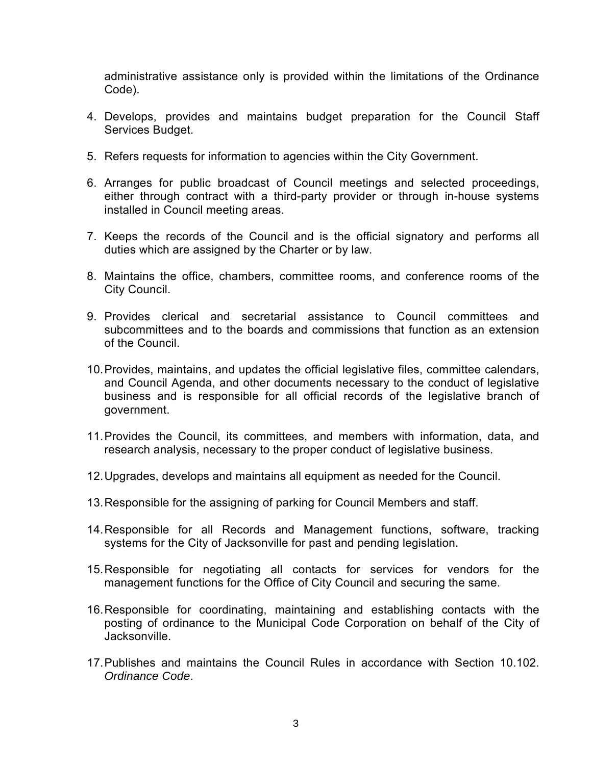administrative assistance only is provided within the limitations of the Ordinance Code).

4. Develops, provides and maintains budget preparation for the Council Staff Services Budget.

5. Refers requests for information to agencies within the City Government.

6. Arranges for public broadcast of Council meetings and selected proceedings, either through contract with a third-party provider or through in-house systems installed in Council meeting areas.

7. Keeps the records of the Council and is the official signatory and performs all duties which are assigned by the Charter or by law.

8. Maintains the office, chambers, committee rooms, and conference rooms of the City Council.

9. Provides clerical and secretarial assistance to Council committees and subcommittees and to the boards and commissions that function as an extension of the Council.

10. Provides, maintains, and updates the official legislative files, committee calendars, and Council Agenda, and other documents necessary to the conduct of legislative business and is responsible for all official records of the legislative branch of government.

11. Provides the Council, its committees, and members with information, data, and research analysis, necessary to the proper conduct of legislative business.

12. Upgrades, develops and maintains all equipment as needed for the Council.

13. Responsible for the assigning of parking for Council Members and staff.

14. Responsible for all Records and Management functions, software, tracking systems for the City of Jacksonville for past and pending legislation.

15. Responsible for negotiating all contacts for services for vendors for the management functions for the Office of City Council and securing the same.

16. Responsible for coordinating, maintaining and establishing contacts with the posting of ordinance to the Municipal Code Corporation on behalf of the City of Jacksonville.

17. Publishes and maintains the Council Rules in accordance with Section 10.102. *Ordinance Code*.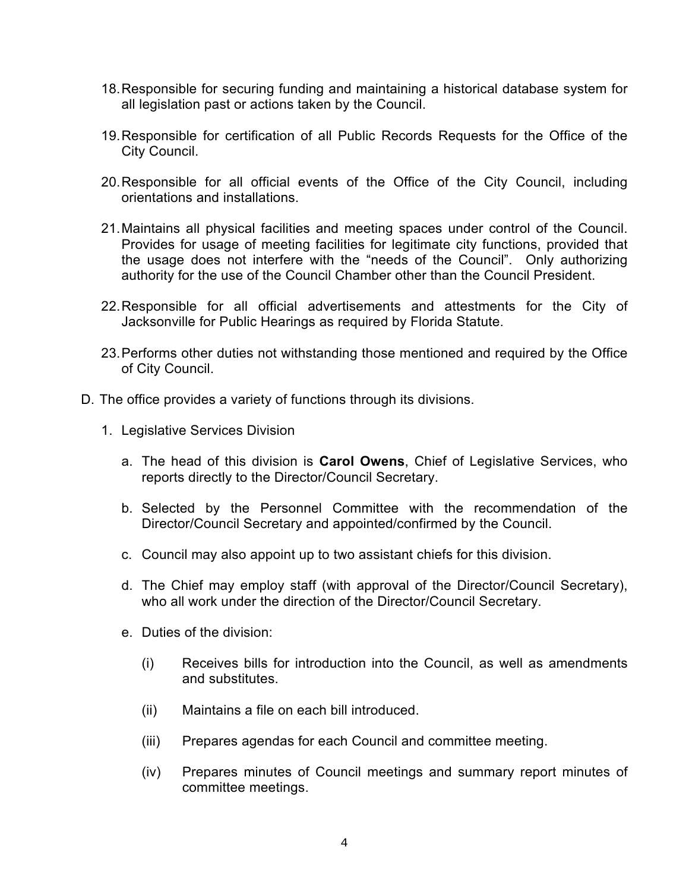18. Responsible for securing funding and maintaining a historical database system for all legislation past or actions taken by the Council.

19. Responsible for certification of all Public Records Requests for the Office of the City Council.

20. Responsible for all official events of the Office of the City Council, including orientations and installations.

21. Maintains all physical facilities and meeting spaces under control of the Council. Provides for usage of meeting facilities for legitimate city functions, provided that the usage does not interfere with the "needs of the Council". Only authorizing authority for the use of the Council Chamber other than the Council President.

22. Responsible for all official advertisements and attestments for the City of Jacksonville for Public Hearings as required by Florida Statute.

23. Performs other duties not withstanding those mentioned and required by the Office of City Council.

D. The office provides a variety of functions through its divisions.

   1. Legislative Services Division

      a. The head of this division is **Carol Owens**, Chief of Legislative Services, who reports directly to the Director/Council Secretary.

      b. Selected by the Personnel Committee with the recommendation of the Director/Council Secretary and appointed/confirmed by the Council.

      c. Council may also appoint up to two assistant chiefs for this division.

      d. The Chief may employ staff (with approval of the Director/Council Secretary), who all work under the direction of the Director/Council Secretary.

      e. Duties of the division:

         (i) Receives bills for introduction into the Council, as well as amendments and substitutes.

         (ii) Maintains a file on each bill introduced.

         (iii) Prepares agendas for each Council and committee meeting.

         (iv) Prepares minutes of Council meetings and summary report minutes of committee meetings.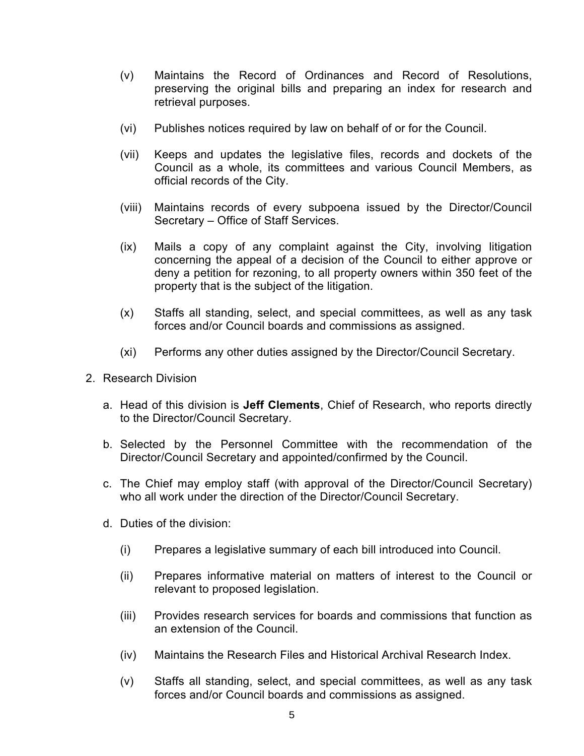(v) Maintains the Record of Ordinances and Record of Resolutions, preserving the original bills and preparing an index for research and retrieval purposes.

(vi) Publishes notices required by law on behalf of or for the Council.

(vii) Keeps and updates the legislative files, records and dockets of the Council as a whole, its committees and various Council Members, as official records of the City.

(viii) Maintains records of every subpoena issued by the Director/Council Secretary – Office of Staff Services.

(ix) Mails a copy of any complaint against the City, involving litigation concerning the appeal of a decision of the Council to either approve or deny a petition for rezoning, to all property owners within 350 feet of the property that is the subject of the litigation.

(x) Staffs all standing, select, and special committees, as well as any task forces and/or Council boards and commissions as assigned.

(xi) Performs any other duties assigned by the Director/Council Secretary.

2. Research Division

   a. Head of this division is **Jeff Clements**, Chief of Research, who reports directly to the Director/Council Secretary.

   b. Selected by the Personnel Committee with the recommendation of the Director/Council Secretary and appointed/confirmed by the Council.

   c. The Chief may employ staff (with approval of the Director/Council Secretary) who all work under the direction of the Director/Council Secretary.

   d. Duties of the division:

      (i) Prepares a legislative summary of each bill introduced into Council.

      (ii) Prepares informative material on matters of interest to the Council or relevant to proposed legislation.

      (iii) Provides research services for boards and commissions that function as an extension of the Council.

      (iv) Maintains the Research Files and Historical Archival Research Index.

      (v) Staffs all standing, select, and special committees, as well as any task forces and/or Council boards and commissions as assigned.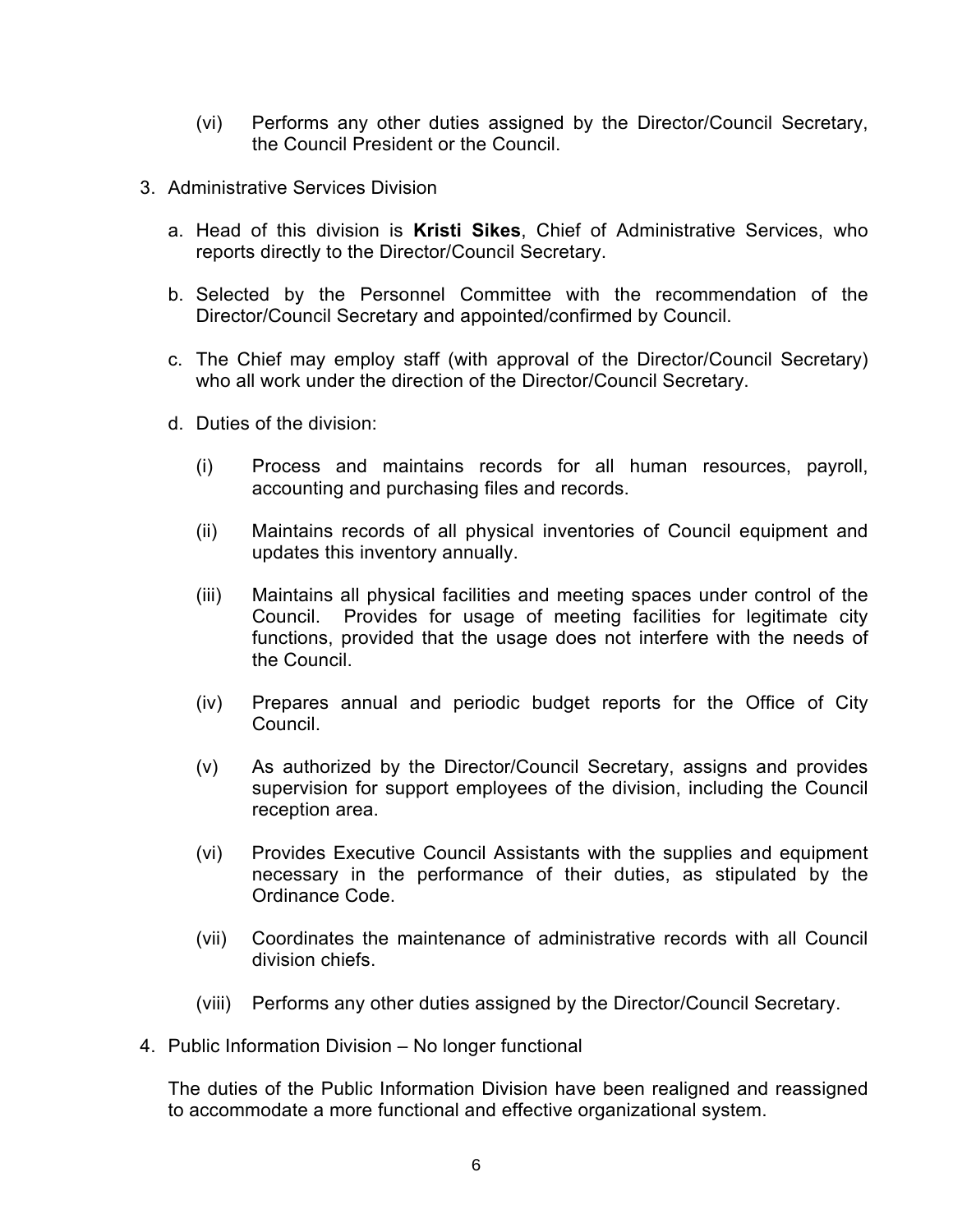(vi) Performs any other duties assigned by the Director/Council Secretary, the Council President or the Council.

3. Administrative Services Division

   a. Head of this division is **Kristi Sikes**, Chief of Administrative Services, who reports directly to the Director/Council Secretary.

   b. Selected by the Personnel Committee with the recommendation of the Director/Council Secretary and appointed/confirmed by Council.

   c. The Chief may employ staff (with approval of the Director/Council Secretary) who all work under the direction of the Director/Council Secretary.

   d. Duties of the division:

      (i) Process and maintains records for all human resources, payroll, accounting and purchasing files and records.

      (ii) Maintains records of all physical inventories of Council equipment and updates this inventory annually.

      (iii) Maintains all physical facilities and meeting spaces under control of the Council. Provides for usage of meeting facilities for legitimate city functions, provided that the usage does not interfere with the needs of the Council.

      (iv) Prepares annual and periodic budget reports for the Office of City Council.

      (v) As authorized by the Director/Council Secretary, assigns and provides supervision for support employees of the division, including the Council reception area.

      (vi) Provides Executive Council Assistants with the supplies and equipment necessary in the performance of their duties, as stipulated by the Ordinance Code.

      (vii) Coordinates the maintenance of administrative records with all Council division chiefs.

      (viii) Performs any other duties assigned by the Director/Council Secretary.

4. Public Information Division – No longer functional

   The duties of the Public Information Division have been realigned and reassigned to accommodate a more functional and effective organizational system.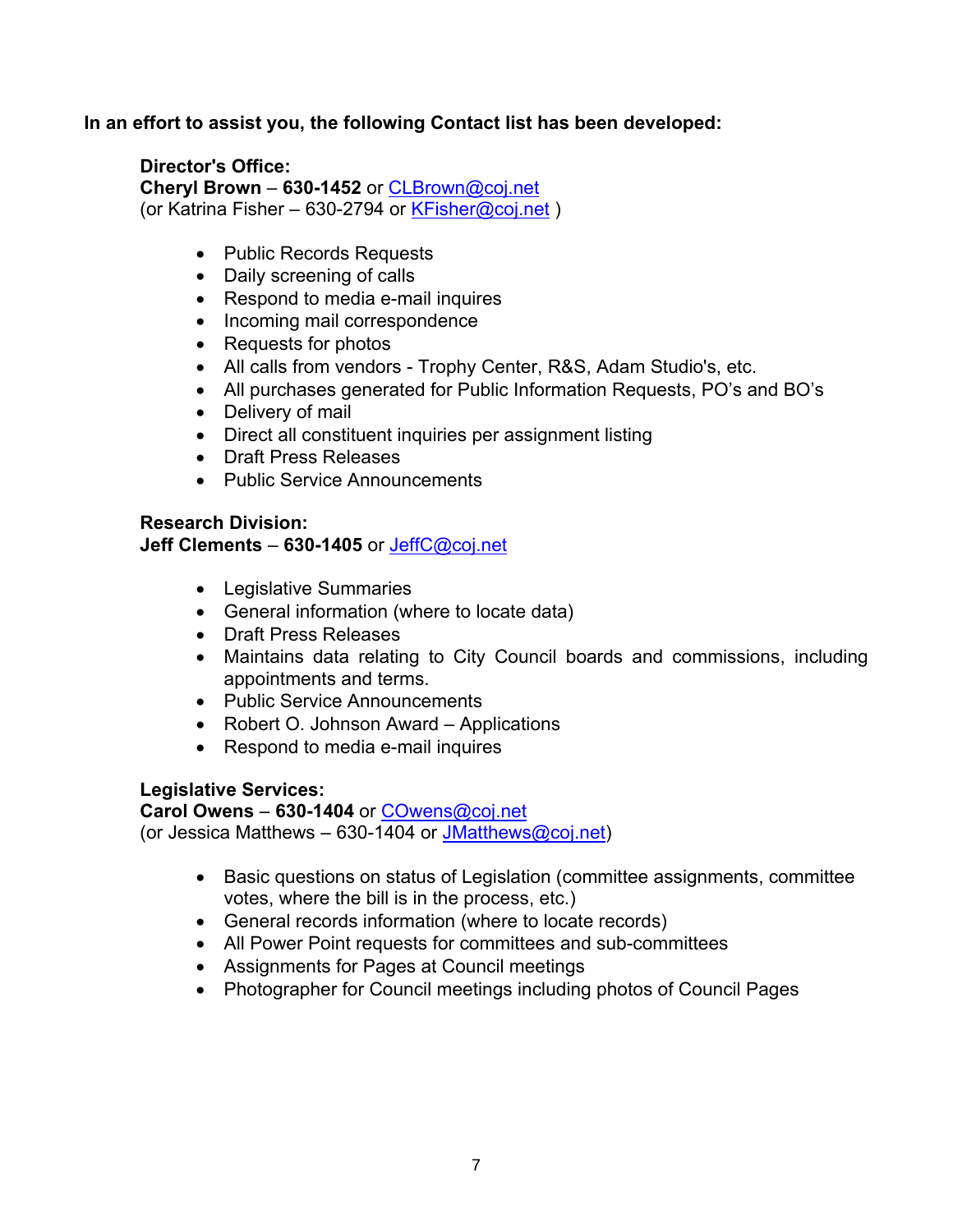**In an effort to assist you, the following Contact list has been developed:**

**Director's Office:**
**Cheryl Brown** – **630-1452** or CLBrown@coj.net
(or Katrina Fisher – 630-2794 or KFisher@coj.net )

- Public Records Requests
- Daily screening of calls
- Respond to media e-mail inquires
- Incoming mail correspondence
- Requests for photos
- All calls from vendors - Trophy Center, R&S, Adam Studio's, etc.
- All purchases generated for Public Information Requests, PO's and BO's
- Delivery of mail
- Direct all constituent inquiries per assignment listing
- Draft Press Releases
- Public Service Announcements

**Research Division:**
**Jeff Clements** – **630-1405** or JeffC@coj.net

- Legislative Summaries
- General information (where to locate data)
- Draft Press Releases
- Maintains data relating to City Council boards and commissions, including appointments and terms.
- Public Service Announcements
- Robert O. Johnson Award – Applications
- Respond to media e-mail inquires

**Legislative Services:**
**Carol Owens** – **630-1404** or COwens@coj.net
(or Jessica Matthews – 630-1404 or JMatthews@coj.net)

- Basic questions on status of Legislation (committee assignments, committee votes, where the bill is in the process, etc.)
- General records information (where to locate records)
- All Power Point requests for committees and sub-committees
- Assignments for Pages at Council meetings
- Photographer for Council meetings including photos of Council Pages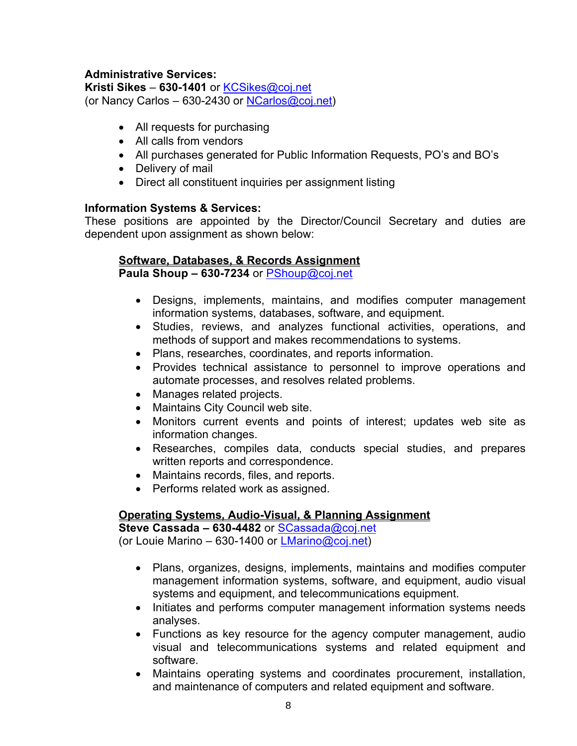**Administrative Services:**
**Kristi Sikes** – **630-1401** or KCSikes@coj.net
(or Nancy Carlos – 630-2430 or NCarlos@coj.net)

- All requests for purchasing
- All calls from vendors
- All purchases generated for Public Information Requests, PO's and BO's
- Delivery of mail
- Direct all constituent inquiries per assignment listing

**Information Systems & Services:**
These positions are appointed by the Director/Council Secretary and duties are dependent upon assignment as shown below:

**Software, Databases, & Records Assignment**
**Paula Shoup – 630-7234** or PShoup@coj.net

- Designs, implements, maintains, and modifies computer management information systems, databases, software, and equipment.
- Studies, reviews, and analyzes functional activities, operations, and methods of support and makes recommendations to systems.
- Plans, researches, coordinates, and reports information.
- Provides technical assistance to personnel to improve operations and automate processes, and resolves related problems.
- Manages related projects.
- Maintains City Council web site.
- Monitors current events and points of interest; updates web site as information changes.
- Researches, compiles data, conducts special studies, and prepares written reports and correspondence.
- Maintains records, files, and reports.
- Performs related work as assigned.

**Operating Systems, Audio-Visual, & Planning Assignment**
**Steve Cassada – 630-4482** or SCassada@coj.net
(or Louie Marino – 630-1400 or LMarino@coj.net)

- Plans, organizes, designs, implements, maintains and modifies computer management information systems, software, and equipment, audio visual systems and equipment, and telecommunications equipment.
- Initiates and performs computer management information systems needs analyses.
- Functions as key resource for the agency computer management, audio visual and telecommunications systems and related equipment and software.
- Maintains operating systems and coordinates procurement, installation, and maintenance of computers and related equipment and software.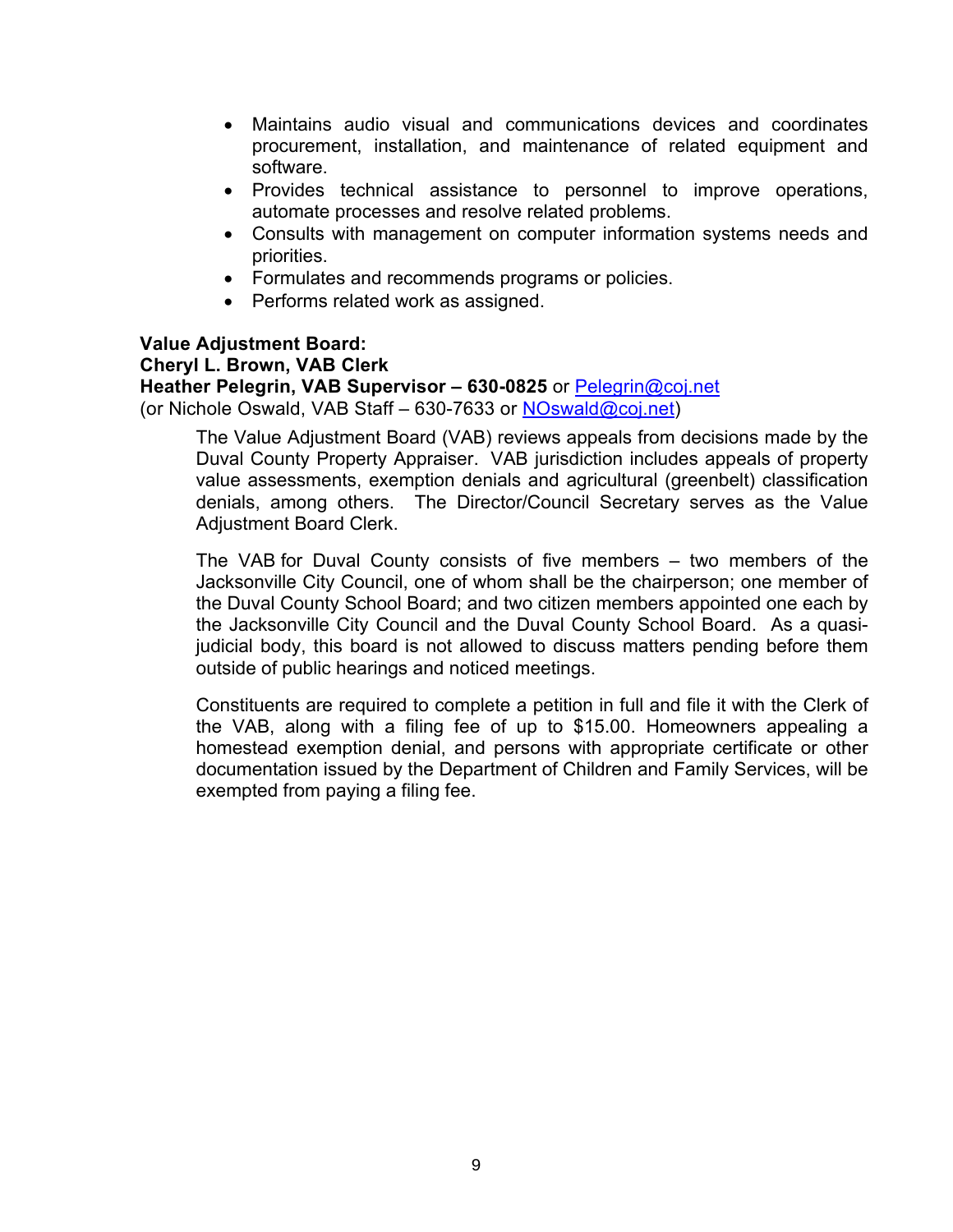- Maintains audio visual and communications devices and coordinates procurement, installation, and maintenance of related equipment and software.
- Provides technical assistance to personnel to improve operations, automate processes and resolve related problems.
- Consults with management on computer information systems needs and priorities.
- Formulates and recommends programs or policies.
- Performs related work as assigned.

**Value Adjustment Board:**
**Cheryl L. Brown, VAB Clerk**
**Heather Pelegrin, VAB Supervisor – 630-0825** or Pelegrin@coj.net
(or Nichole Oswald, VAB Staff – 630-7633 or NOswald@coj.net)

The Value Adjustment Board (VAB) reviews appeals from decisions made by the Duval County Property Appraiser. VAB jurisdiction includes appeals of property value assessments, exemption denials and agricultural (greenbelt) classification denials, among others. The Director/Council Secretary serves as the Value Adjustment Board Clerk.

The VAB for Duval County consists of five members – two members of the Jacksonville City Council, one of whom shall be the chairperson; one member of the Duval County School Board; and two citizen members appointed one each by the Jacksonville City Council and the Duval County School Board. As a quasi-judicial body, this board is not allowed to discuss matters pending before them outside of public hearings and noticed meetings.

Constituents are required to complete a petition in full and file it with the Clerk of the VAB, along with a filing fee of up to $15.00. Homeowners appealing a homestead exemption denial, and persons with appropriate certificate or other documentation issued by the Department of Children and Family Services, will be exempted from paying a filing fee.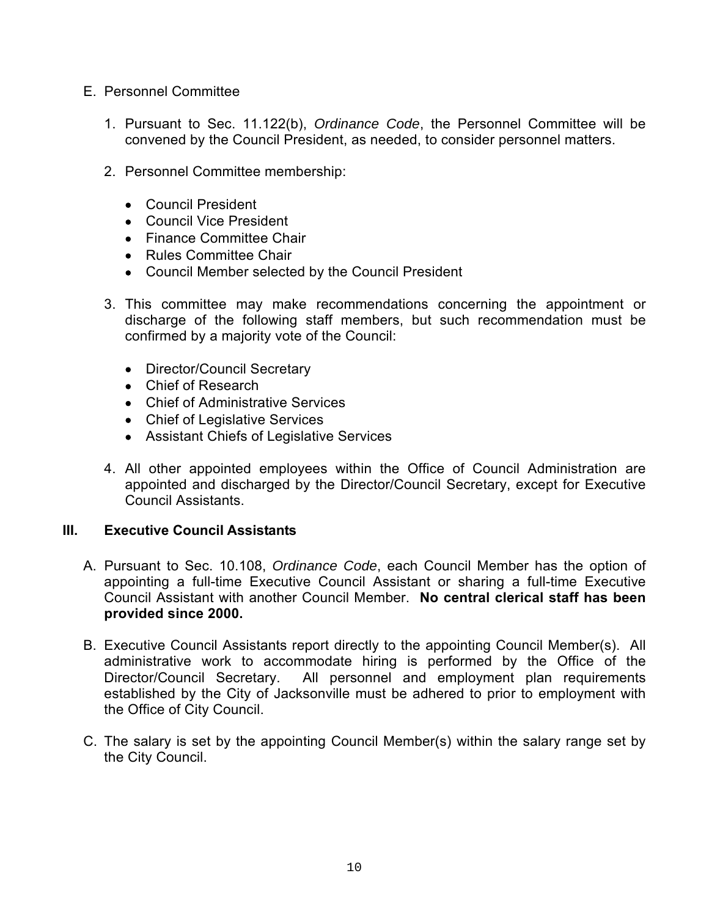E. Personnel Committee

1. Pursuant to Sec. 11.122(b), *Ordinance Code*, the Personnel Committee will be convened by the Council President, as needed, to consider personnel matters.

2. Personnel Committee membership:

   - Council President
   - Council Vice President
   - Finance Committee Chair
   - Rules Committee Chair
   - Council Member selected by the Council President

3. This committee may make recommendations concerning the appointment or discharge of the following staff members, but such recommendation must be confirmed by a majority vote of the Council:

   - Director/Council Secretary
   - Chief of Research
   - Chief of Administrative Services
   - Chief of Legislative Services
   - Assistant Chiefs of Legislative Services

4. All other appointed employees within the Office of Council Administration are appointed and discharged by the Director/Council Secretary, except for Executive Council Assistants.

## III. Executive Council Assistants

A. Pursuant to Sec. 10.108, *Ordinance Code*, each Council Member has the option of appointing a full-time Executive Council Assistant or sharing a full-time Executive Council Assistant with another Council Member. **No central clerical staff has been provided since 2000.**

B. Executive Council Assistants report directly to the appointing Council Member(s). All administrative work to accommodate hiring is performed by the Office of the Director/Council Secretary. All personnel and employment plan requirements established by the City of Jacksonville must be adhered to prior to employment with the Office of City Council.

C. The salary is set by the appointing Council Member(s) within the salary range set by the City Council.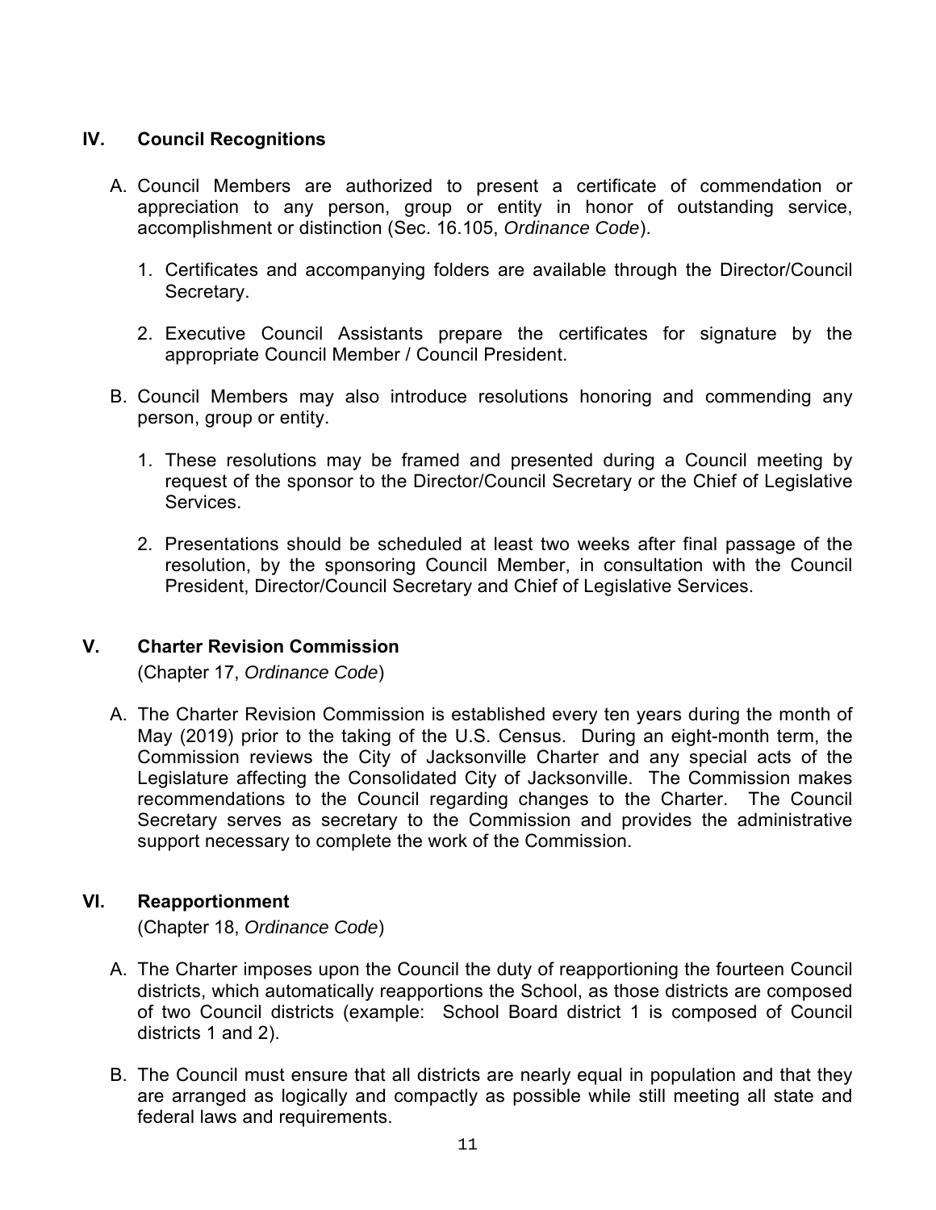## IV. Council Recognitions

A. Council Members are authorized to present a certificate of commendation or appreciation to any person, group or entity in honor of outstanding service, accomplishment or distinction (Sec. 16.105, *Ordinance Code*).

   1. Certificates and accompanying folders are available through the Director/Council Secretary.

   2. Executive Council Assistants prepare the certificates for signature by the appropriate Council Member / Council President.

B. Council Members may also introduce resolutions honoring and commending any person, group or entity.

   1. These resolutions may be framed and presented during a Council meeting by request of the sponsor to the Director/Council Secretary or the Chief of Legislative Services.

   2. Presentations should be scheduled at least two weeks after final passage of the resolution, by the sponsoring Council Member, in consultation with the Council President, Director/Council Secretary and Chief of Legislative Services.

## V. Charter Revision Commission

(Chapter 17, *Ordinance Code*)

A. The Charter Revision Commission is established every ten years during the month of May (2019) prior to the taking of the U.S. Census. During an eight-month term, the Commission reviews the City of Jacksonville Charter and any special acts of the Legislature affecting the Consolidated City of Jacksonville. The Commission makes recommendations to the Council regarding changes to the Charter. The Council Secretary serves as secretary to the Commission and provides the administrative support necessary to complete the work of the Commission.

## VI. Reapportionment

(Chapter 18, *Ordinance Code*)

A. The Charter imposes upon the Council the duty of reapportioning the fourteen Council districts, which automatically reapportions the School, as those districts are composed of two Council districts (example: School Board district 1 is composed of Council districts 1 and 2).

B. The Council must ensure that all districts are nearly equal in population and that they are arranged as logically and compactly as possible while still meeting all state and federal laws and requirements.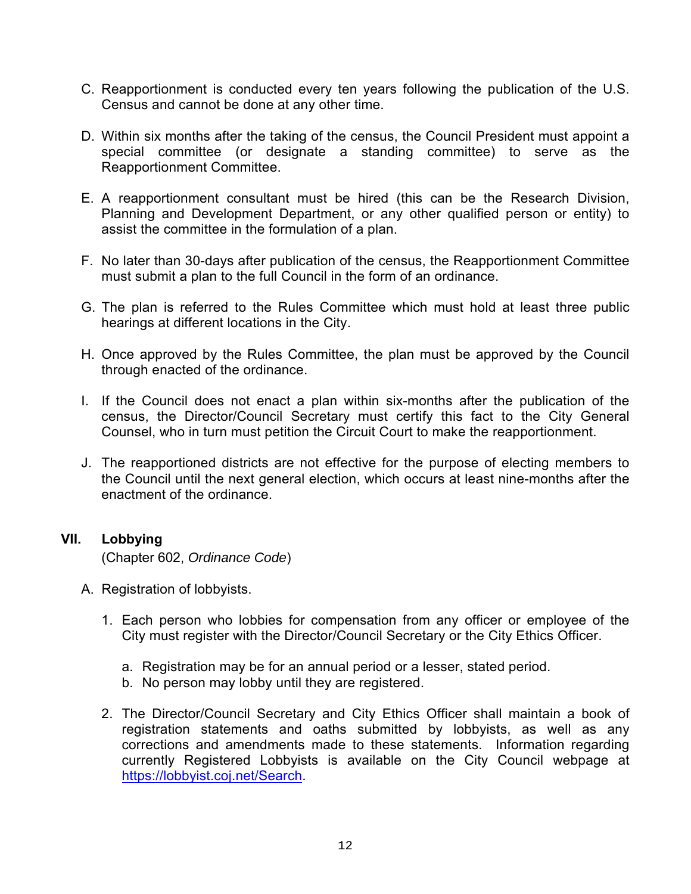C. Reapportionment is conducted every ten years following the publication of the U.S. Census and cannot be done at any other time.

D. Within six months after the taking of the census, the Council President must appoint a special committee (or designate a standing committee) to serve as the Reapportionment Committee.

E. A reapportionment consultant must be hired (this can be the Research Division, Planning and Development Department, or any other qualified person or entity) to assist the committee in the formulation of a plan.

F. No later than 30-days after publication of the census, the Reapportionment Committee must submit a plan to the full Council in the form of an ordinance.

G. The plan is referred to the Rules Committee which must hold at least three public hearings at different locations in the City.

H. Once approved by the Rules Committee, the plan must be approved by the Council through enacted of the ordinance.

I. If the Council does not enact a plan within six-months after the publication of the census, the Director/Council Secretary must certify this fact to the City General Counsel, who in turn must petition the Circuit Court to make the reapportionment.

J. The reapportioned districts are not effective for the purpose of electing members to the Council until the next general election, which occurs at least nine-months after the enactment of the ordinance.

## VII. Lobbying

(Chapter 602, *Ordinance Code*)

A. Registration of lobbyists.

1. Each person who lobbies for compensation from any officer or employee of the City must register with the Director/Council Secretary or the City Ethics Officer.

   a. Registration may be for an annual period or a lesser, stated period.
   b. No person may lobby until they are registered.

2. The Director/Council Secretary and City Ethics Officer shall maintain a book of registration statements and oaths submitted by lobbyists, as well as any corrections and amendments made to these statements. Information regarding currently Registered Lobbyists is available on the City Council webpage at https://lobbyist.coj.net/Search.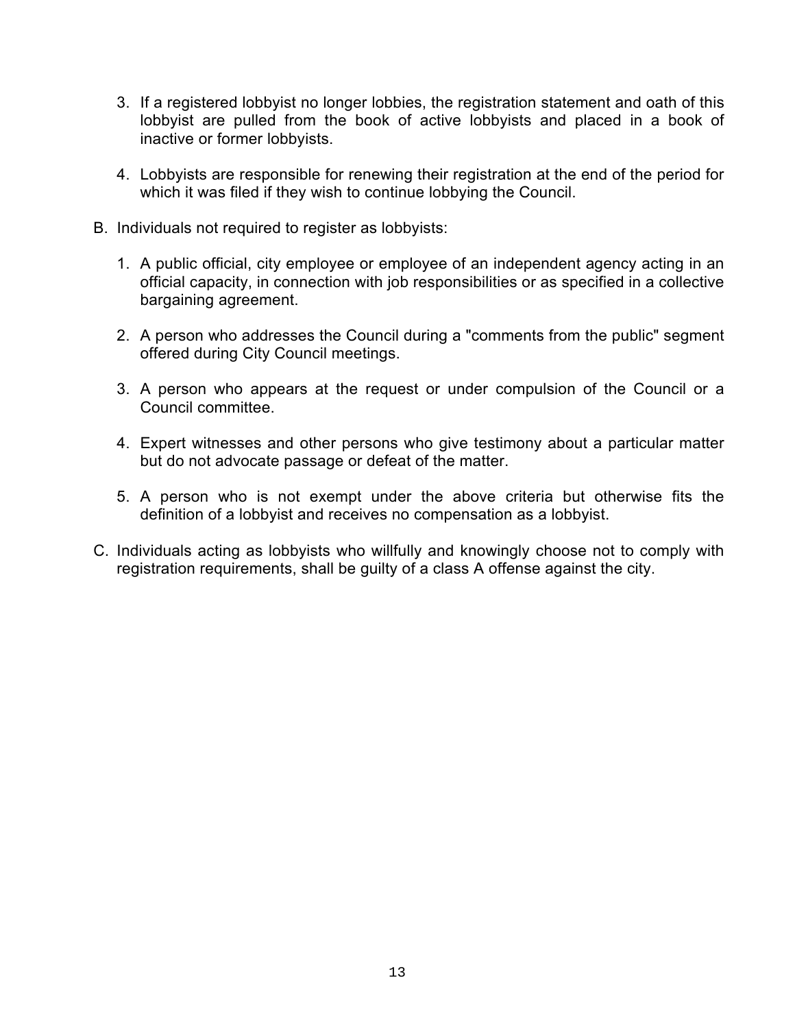3. If a registered lobbyist no longer lobbies, the registration statement and oath of this lobbyist are pulled from the book of active lobbyists and placed in a book of inactive or former lobbyists.

4. Lobbyists are responsible for renewing their registration at the end of the period for which it was filed if they wish to continue lobbying the Council.

B. Individuals not required to register as lobbyists:

   1. A public official, city employee or employee of an independent agency acting in an official capacity, in connection with job responsibilities or as specified in a collective bargaining agreement.

   2. A person who addresses the Council during a "comments from the public" segment offered during City Council meetings.

   3. A person who appears at the request or under compulsion of the Council or a Council committee.

   4. Expert witnesses and other persons who give testimony about a particular matter but do not advocate passage or defeat of the matter.

   5. A person who is not exempt under the above criteria but otherwise fits the definition of a lobbyist and receives no compensation as a lobbyist.

C. Individuals acting as lobbyists who willfully and knowingly choose not to comply with registration requirements, shall be guilty of a class A offense against the city.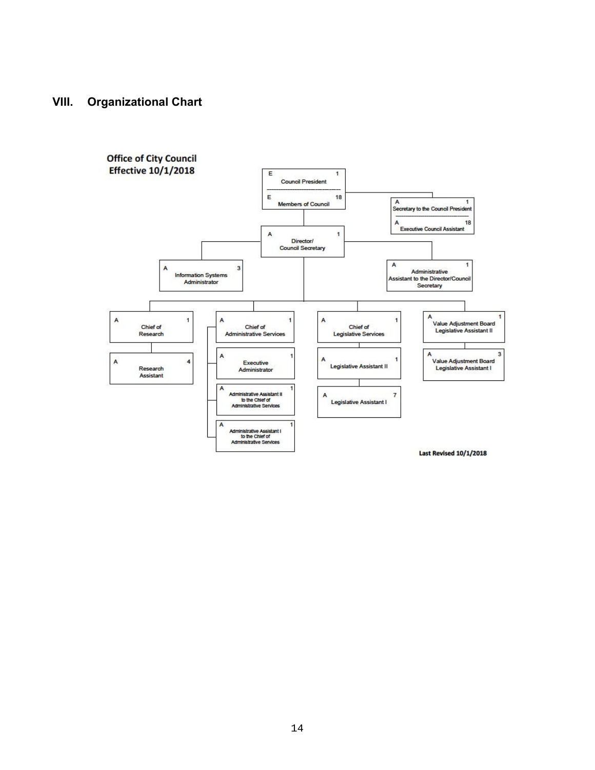## VIII. Organizational Chart

Office of City Council
Effective 10/1/2018

E 1
Council President

E 18
Members of Council

A 1
Secretary to the Council President

A 18
Executive Council Assistant

A 1
Director/
Council Secretary

A 3
Information Systems Administrator

A 1
Administrative Assistant to the Director/Council Secretary

A 1
Chief of Research

A 4
Research Assistant

A 1
Chief of Administrative Services

A 1
Executive Administrator

A 1
Administrative Assistant II to the Chief of Administrative Services

A 1
Administrative Assistant I to the Chief of Administrative Services

A 1
Chief of Legislative Services

A 1
Legislative Assistant II

A 7
Legislative Assistant I

A 1
Value Adjustment Board Legislative Assistant II

A 3
Value Adjustment Board Legislative Assistant I

Last Revised 10/1/2018